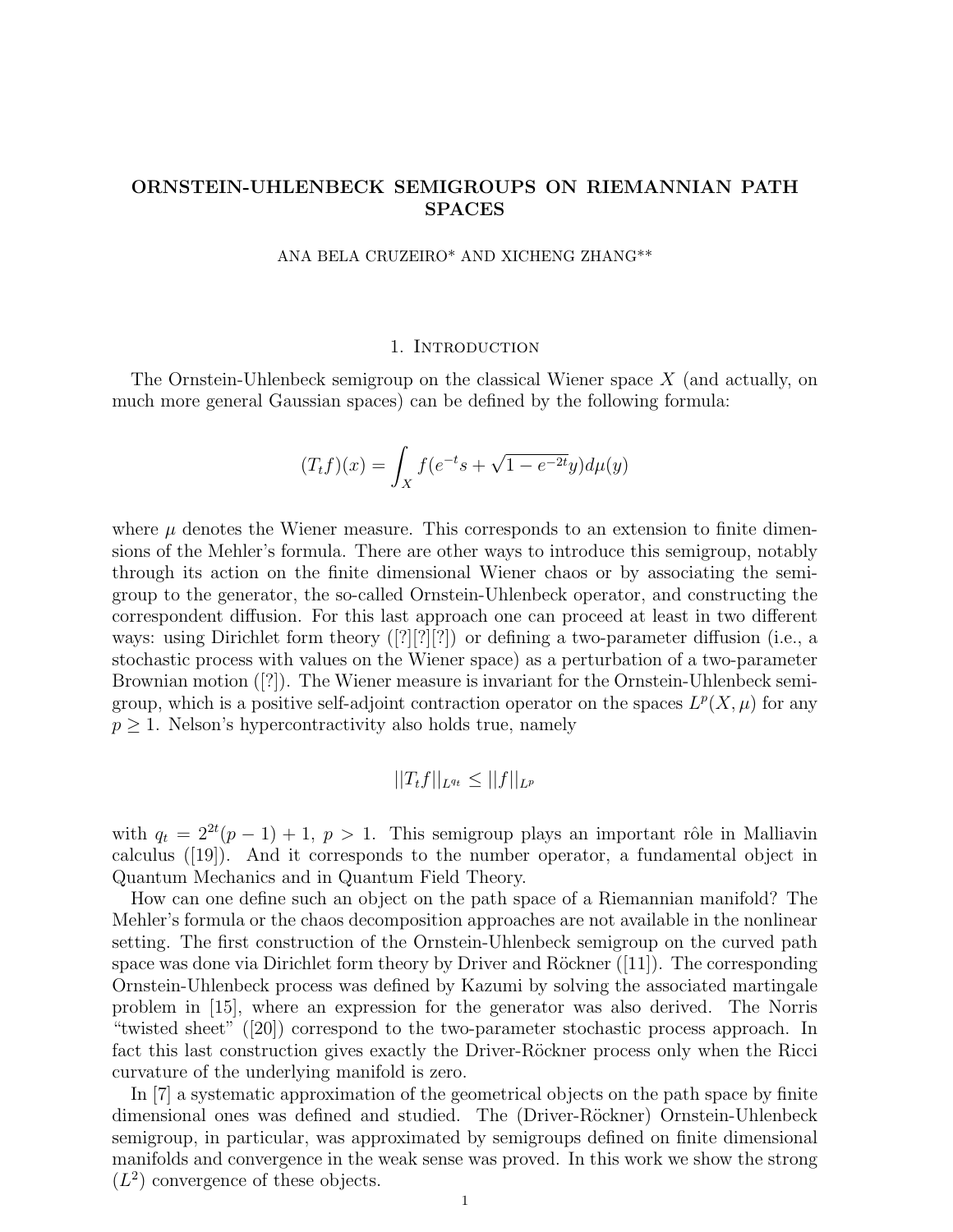# ORNSTEIN-UHLENBECK SEMIGROUPS ON RIEMANNIAN PATH SPACES

ANA BELA CRUZEIRO* AND XICHENG ZHANG**

## 1. Introduction

The Ornstein-Uhlenbeck semigroup on the classical Wiener space $X$ (and actually, on much more general Gaussian spaces) can be defined by the following formula:

$$(T_t f)(x) = \int_X f(e^{-t}s + \sqrt{1-e^{-2t}}y)d\mu(y)$$

where $\mu$ denotes the Wiener measure. This corresponds to an extension to finite dimensions of the Mehler's formula. There are other ways to introduce this semigroup, notably through its action on the finite dimensional Wiener chaos or by associating the semigroup to the generator, the so-called Ornstein-Uhlenbeck operator, and constructing the correspondent diffusion. For this last approach one can proceed at least in two different ways: using Dirichlet form theory ([?][?][?]) or defining a two-parameter diffusion (i.e., a stochastic process with values on the Wiener space) as a perturbation of a two-parameter Brownian motion ([?]). The Wiener measure is invariant for the Ornstein-Uhlenbeck semigroup, which is a positive self-adjoint contraction operator on the spaces $L^p(X, \mu)$ for any $p \geq 1$. Nelson's hypercontractivity also holds true, namely

$$||T_t f||_{L^{q_t}} \leq ||f||_{L^p}$$

with $q_t = 2^{2t}(p-1)+1$, $p > 1$. This semigroup plays an important rôle in Malliavin calculus ([19]). And it corresponds to the number operator, a fundamental object in Quantum Mechanics and in Quantum Field Theory.

How can one define such an object on the path space of a Riemannian manifold? The Mehler's formula or the chaos decomposition approaches are not available in the nonlinear setting. The first construction of the Ornstein-Uhlenbeck semigroup on the curved path space was done via Dirichlet form theory by Driver and Röckner ([11]). The corresponding Ornstein-Uhlenbeck process was defined by Kazumi by solving the associated martingale problem in [15], where an expression for the generator was also derived. The Norris "twisted sheet" ([20]) correspond to the two-parameter stochastic process approach. In fact this last construction gives exactly the Driver-Röckner process only when the Ricci curvature of the underlying manifold is zero.

In [7] a systematic approximation of the geometrical objects on the path space by finite dimensional ones was defined and studied. The (Driver-Röckner) Ornstein-Uhlenbeck semigroup, in particular, was approximated by semigroups defined on finite dimensional manifolds and convergence in the weak sense was proved. In this work we show the strong ($L^2$) convergence of these objects.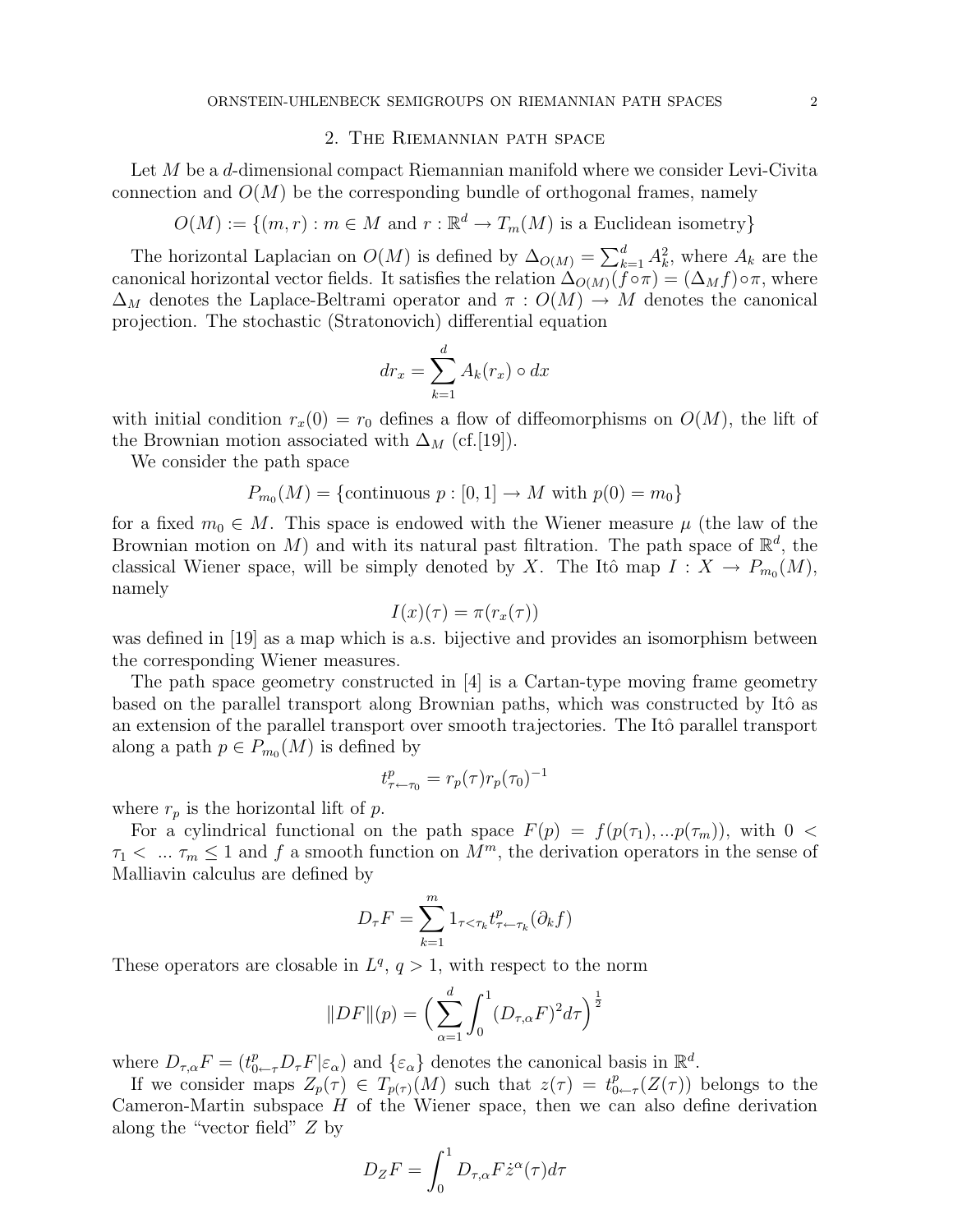## 2. The Riemannian path space

Let $M$ be a $d$-dimensional compact Riemannian manifold where we consider Levi-Civita connection and $O(M)$ be the corresponding bundle of orthogonal frames, namely

$$O(M) := \{(m, r) : m \in M \text{ and } r : \mathbb{R}^d \to T_m(M) \text{ is a Euclidean isometry}\}$$

The horizontal Laplacian on $O(M)$ is defined by $\Delta_{O(M)} = \sum_{k=1}^{d} A_k^2$, where $A_k$ are the canonical horizontal vector fields. It satisfies the relation $\Delta_{O(M)}(f \circ \pi) = (\Delta_M f) \circ \pi$, where $\Delta_M$ denotes the Laplace-Beltrami operator and $\pi : O(M) \to M$ denotes the canonical projection. The stochastic (Stratonovich) differential equation

$$dr_x = \sum_{k=1}^{d} A_k(r_x) \circ dx$$

with initial condition $r_x(0) = r_0$ defines a flow of diffeomorphisms on $O(M)$, the lift of the Brownian motion associated with $\Delta_M$ (cf.[19]).

We consider the path space

$$P_{m_0}(M) = \{\text{continuous } p : [0, 1] \to M \text{ with } p(0) = m_0\}$$

for a fixed $m_0 \in M$. This space is endowed with the Wiener measure $\mu$ (the law of the Brownian motion on $M$) and with its natural past filtration. The path space of $\mathbb{R}^d$, the classical Wiener space, will be simply denoted by $X$. The Itô map $I : X \to P_{m_0}(M)$, namely

$$I(x)(\tau) = \pi(r_x(\tau))$$

was defined in [19] as a map which is a.s. bijective and provides an isomorphism between the corresponding Wiener measures.

The path space geometry constructed in [4] is a Cartan-type moving frame geometry based on the parallel transport along Brownian paths, which was constructed by Itô as an extension of the parallel transport over smooth trajectories. The Itô parallel transport along a path $p \in P_{m_0}(M)$ is defined by

$$t^p_{\tau \leftarrow \tau_0} = r_p(\tau) r_p(\tau_0)^{-1}$$

where $r_p$ is the horizontal lift of $p$.

For a cylindrical functional on the path space $F(p) = f(p(\tau_1), ...p(\tau_m))$, with $0 < \tau_1 < \, ... \, \tau_m \leq 1$ and $f$ a smooth function on $M^m$, the derivation operators in the sense of Malliavin calculus are defined by

$$D_\tau F = \sum_{k=1}^{m} 1_{\tau < \tau_k} t^p_{\tau \leftarrow \tau_k}(\partial_k f)$$

These operators are closable in $L^q$, $q > 1$, with respect to the norm

$$\|DF\|(p) = \Big( \sum_{\alpha=1}^{d} \int_0^1 (D_{\tau,\alpha} F)^2 d\tau \Big)^{\frac{1}{2}}$$

where $D_{\tau,\alpha} F = (t^p_{0 \leftarrow \tau} D_\tau F | \varepsilon_\alpha)$ and $\{\varepsilon_\alpha\}$ denotes the canonical basis in $\mathbb{R}^d$.

If we consider maps $Z_p(\tau) \in T_{p(\tau)}(M)$ such that $z(\tau) = t^p_{0 \leftarrow \tau}(Z(\tau))$ belongs to the Cameron-Martin subspace $H$ of the Wiener space, then we can also define derivation along the "vector field" $Z$ by

$$D_Z F = \int_0^1 D_{\tau,\alpha} F \dot{z}^\alpha(\tau) d\tau$$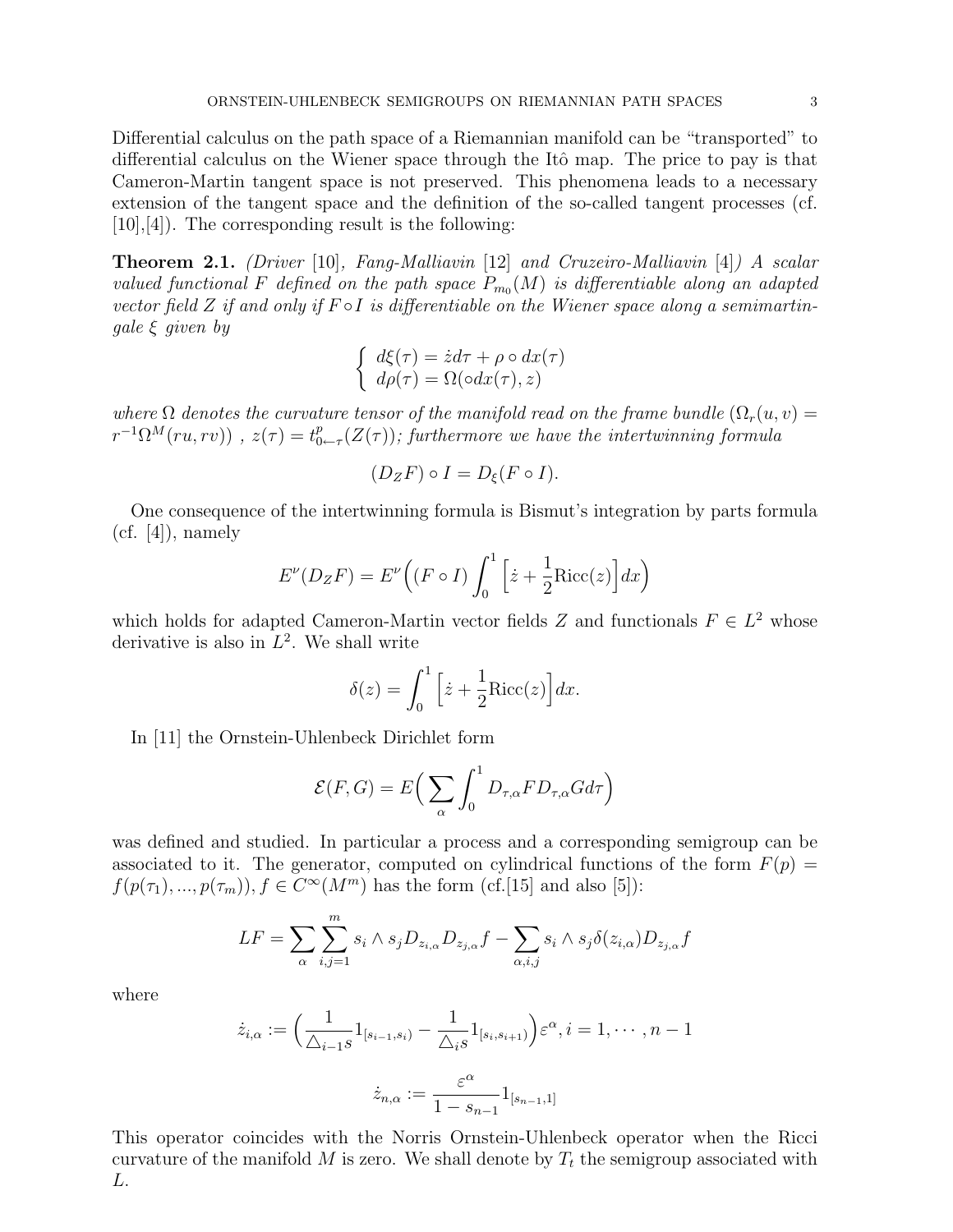Differential calculus on the path space of a Riemannian manifold can be "transported" to differential calculus on the Wiener space through the Itô map. The price to pay is that Cameron-Martin tangent space is not preserved. This phenomena leads to a necessary extension of the tangent space and the definition of the so-called tangent processes (cf. [10],[4]). The corresponding result is the following:

**Theorem 2.1.** *(Driver [10], Fang-Malliavin [12] and Cruzeiro-Malliavin [4]) A scalar valued functional $F$ defined on the path space $P_{m_0}(M)$ is differentiable along an adapted vector field $Z$ if and only if $F \circ I$ is differentiable on the Wiener space along a semimartingale $\xi$ given by*

$$\begin{cases} d\xi(\tau) = \dot{z} d\tau + \rho \circ dx(\tau) \\ d\rho(\tau) = \Omega(\circ dx(\tau), z) \end{cases}$$

*where $\Omega$ denotes the curvature tensor of the manifold read on the frame bundle ($\Omega_r(u, v) = r^{-1}\Omega^M(ru, rv)$) , $z(\tau) = t^p_{0\leftarrow\tau}(Z(\tau))$; furthermore we have the intertwinning formula*

$$(D_Z F) \circ I = D_\xi (F \circ I).$$

One consequence of the intertwinning formula is Bismut's integration by parts formula (cf. [4]), namely

$$E^\nu(D_Z F) = E^\nu\Big((F \circ I) \int_0^1 \Big[\dot{z} + \frac{1}{2}\mathrm{Ricc}(z)\Big] dx\Big)$$

which holds for adapted Cameron-Martin vector fields $Z$ and functionals $F \in L^2$ whose derivative is also in $L^2$. We shall write

$$\delta(z) = \int_0^1 \Big[\dot{z} + \frac{1}{2}\mathrm{Ricc}(z)\Big] dx.$$

In [11] the Ornstein-Uhlenbeck Dirichlet form

$$\mathcal{E}(F, G) = E\Big(\sum_\alpha \int_0^1 D_{\tau,\alpha} F D_{\tau,\alpha} G d\tau\Big)$$

was defined and studied. In particular a process and a corresponding semigroup can be associated to it. The generator, computed on cylindrical functions of the form $F(p) = f(p(\tau_1), ..., p(\tau_m))$, $f \in C^\infty(M^m)$ has the form (cf.[15] and also [5]):

$$LF = \sum_\alpha \sum_{i,j=1}^m s_i \wedge s_j D_{z_{i,\alpha}} D_{z_{j,\alpha}} f - \sum_{\alpha,i,j} s_i \wedge s_j \delta(z_{i,\alpha}) D_{z_{j,\alpha}} f$$

where

$$\dot{z}_{i,\alpha} := \Big(\frac{1}{\triangle_{i-1}s} 1_{[s_{i-1},s_i)} - \frac{1}{\triangle_i s} 1_{[s_i,s_{i+1})}\Big)\varepsilon^\alpha, i = 1, \cdots, n-1$$

$$\dot{z}_{n,\alpha} := \frac{\varepsilon^\alpha}{1 - s_{n-1}} 1_{[s_{n-1},1]}$$

This operator coincides with the Norris Ornstein-Uhlenbeck operator when the Ricci curvature of the manifold $M$ is zero. We shall denote by $T_t$ the semigroup associated with $L$.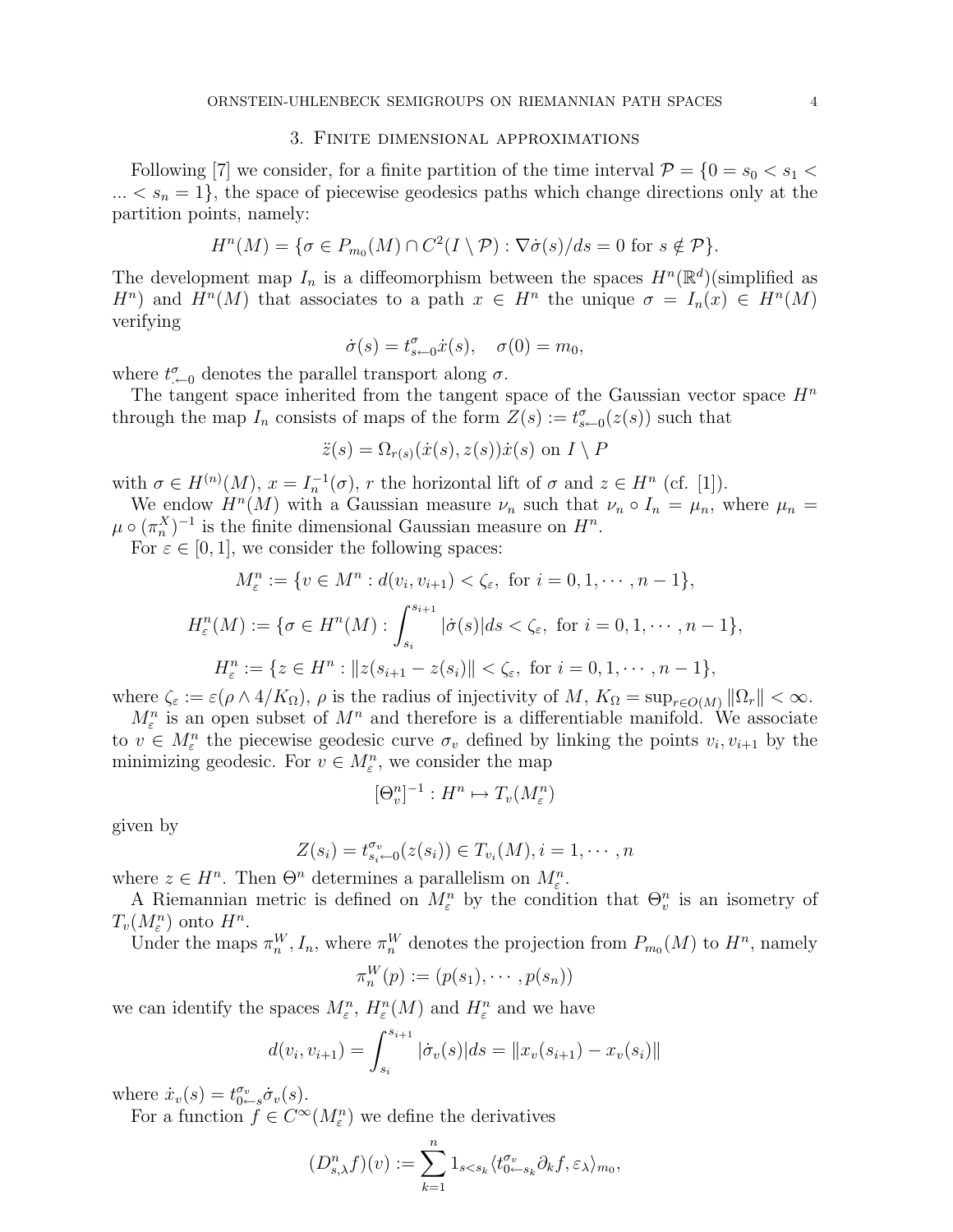## 3. Finite dimensional approximations

Following [7] we consider, for a finite partition of the time interval $\mathcal{P} = \{0 = s_0 < s_1 < ... < s_n = 1\}$, the space of piecewise geodesics paths which change directions only at the partition points, namely:

$$H^n(M) = \{\sigma \in P_{m_0}(M) \cap C^2(I \setminus \mathcal{P}) : \nabla \dot{\sigma}(s)/ds = 0 \text{ for } s \notin \mathcal{P}\}.$$

The development map $I_n$ is a diffeomorphism between the spaces $H^n(\mathbb{R}^d)$(simplified as $H^n$) and $H^n(M)$ that associates to a path $x \in H^n$ the unique $\sigma = I_n(x) \in H^n(M)$ verifying

$$\dot{\sigma}(s) = t^{\sigma}_{s \leftarrow 0} \dot{x}(s), \quad \sigma(0) = m_0,$$

where $t^{\sigma}_{\cdot \leftarrow 0}$ denotes the parallel transport along $\sigma$.

The tangent space inherited from the tangent space of the Gaussian vector space $H^n$ through the map $I_n$ consists of maps of the form $Z(s) := t^{\sigma}_{s \leftarrow 0}(z(s))$ such that

$$\ddot{z}(s) = \Omega_{r(s)}(\dot{x}(s), z(s))\dot{x}(s) \text{ on } I \setminus P$$

with $\sigma \in H^{(n)}(M)$, $x = I_n^{-1}(\sigma)$, $r$ the horizontal lift of $\sigma$ and $z \in H^n$ (cf. [1]).

We endow $H^n(M)$ with a Gaussian measure $\nu_n$ such that $\nu_n \circ I_n = \mu_n$, where $\mu_n = \mu \circ (\pi_n^X)^{-1}$ is the finite dimensional Gaussian measure on $H^n$.

For $\varepsilon \in [0, 1]$, we consider the following spaces:

$$M^n_\varepsilon := \{v \in M^n : d(v_i, v_{i+1}) < \zeta_\varepsilon, \text{ for } i = 0, 1, \cdots, n-1\},$$

$$H^n_\varepsilon(M) := \{\sigma \in H^n(M) : \int_{s_i}^{s_{i+1}} |\dot{\sigma}(s)| ds < \zeta_\varepsilon, \text{ for } i = 0, 1, \cdots, n-1\},$$

$$H^n_\varepsilon := \{z \in H^n : \|z(s_{i+1} - z(s_i)\| < \zeta_\varepsilon, \text{ for } i = 0, 1, \cdots, n-1\},$$

where $\zeta_\varepsilon := \varepsilon(\rho \wedge 4/K_\Omega)$, $\rho$ is the radius of injectivity of $M$, $K_\Omega = \sup_{r \in O(M)} \|\Omega_r\| < \infty$.

$M^n_\varepsilon$ is an open subset of $M^n$ and therefore is a differentiable manifold. We associate to $v \in M^n_\varepsilon$ the piecewise geodesic curve $\sigma_v$ defined by linking the points $v_i, v_{i+1}$ by the minimizing geodesic. For $v \in M^n_\varepsilon$, we consider the map

$$[\Theta^n_v]^{-1} : H^n \mapsto T_v(M^n_\varepsilon)$$

given by

$$Z(s_i) = t^{\sigma_v}_{s_i \leftarrow 0}(z(s_i)) \in T_{v_i}(M), i = 1, \cdots, n$$

where $z \in H^n$. Then $\Theta^n$ determines a parallelism on $M^n_\varepsilon$.

A Riemannian metric is defined on $M^n_\varepsilon$ by the condition that $\Theta^n_v$ is an isometry of $T_v(M^n_\varepsilon)$ onto $H^n$.

Under the maps $\pi^W_n, I_n$, where $\pi^W_n$ denotes the projection from $P_{m_0}(M)$ to $H^n$, namely

$$\pi^W_n(p) := (p(s_1), \cdots, p(s_n))$$

we can identify the spaces $M^n_\varepsilon$, $H^n_\varepsilon(M)$ and $H^n_\varepsilon$ and we have

$$d(v_i, v_{i+1}) = \int_{s_i}^{s_{i+1}} |\dot{\sigma}_v(s)| ds = \|x_v(s_{i+1}) - x_v(s_i)\|$$

where $\dot{x}_v(s) = t^{\sigma_v}_{0 \leftarrow s} \dot{\sigma}_v(s)$.

For a function $f \in C^\infty(M^n_\varepsilon)$ we define the derivatives

$$(D^n_{s,\lambda} f)(v) := \sum_{k=1}^n 1_{s < s_k} \langle t^{\sigma_v}_{0 \leftarrow s_k} \partial_k f, \varepsilon_\lambda \rangle_{m_0},$$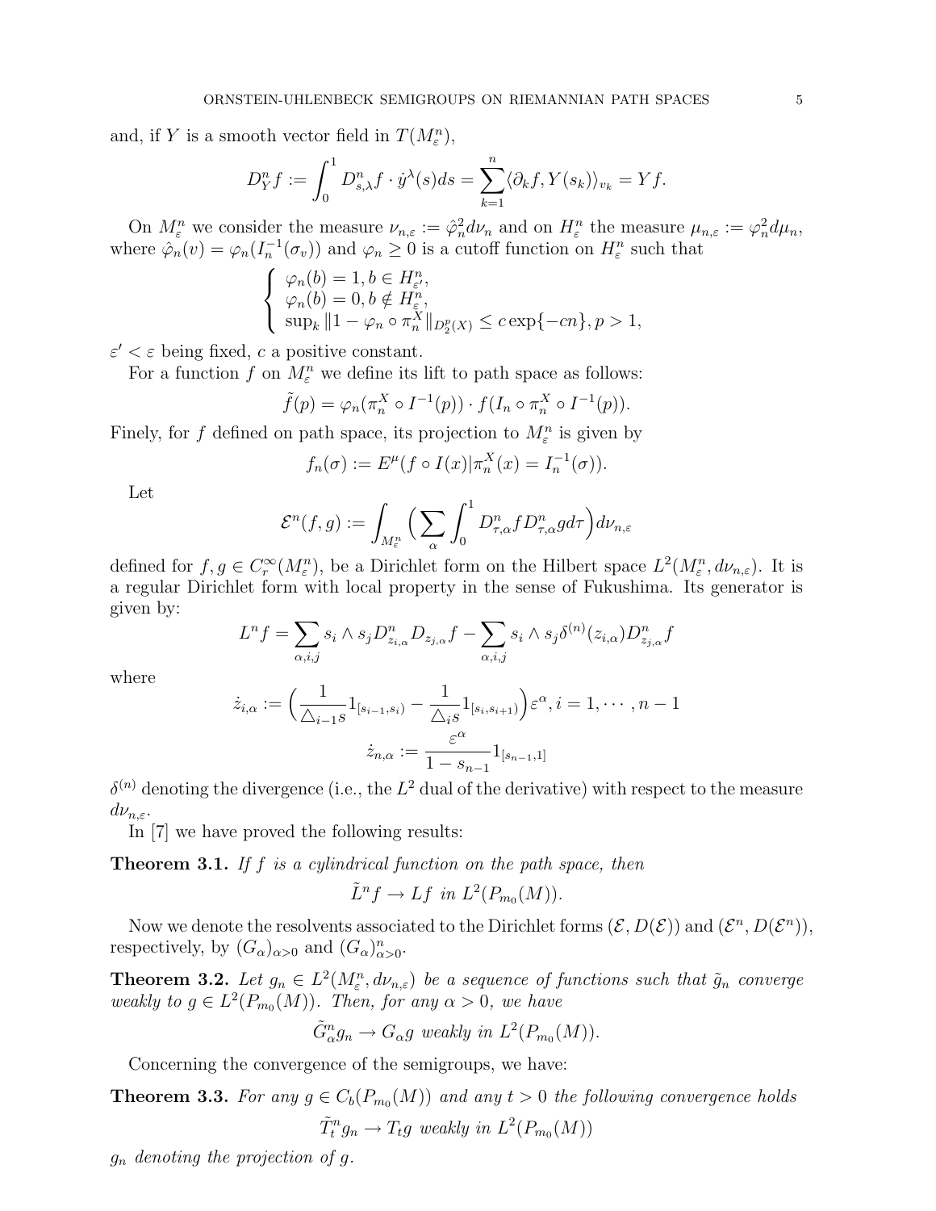and, if $Y$ is a smooth vector field in $T(M_\varepsilon^n)$,

$$D_Y^n f := \int_0^1 D_{s,\lambda}^n f \cdot \dot{y}^\lambda(s) ds = \sum_{k=1}^n \langle \partial_k f, Y(s_k) \rangle_{v_k} = Y f.$$

On $M_\varepsilon^n$ we consider the measure $\nu_{n,\varepsilon} := \hat{\varphi}_n^2 d\nu_n$ and on $H_\varepsilon^n$ the measure $\mu_{n,\varepsilon} := \varphi_n^2 d\mu_n$, where $\hat{\varphi}_n(v) = \varphi_n(I_n^{-1}(\sigma_v))$ and $\varphi_n \geq 0$ is a cutoff function on $H_\varepsilon^n$ such that

$$\begin{cases} \varphi_n(b) = 1, b \in H_{\varepsilon'}^n, \\ \varphi_n(b) = 0, b \notin H_\varepsilon^n, \\ \sup_k \|1 - \varphi_n \circ \pi_n^X\|_{D_2^p(X)} \leq c \exp\{-cn\}, p > 1, \end{cases}$$

$\varepsilon' < \varepsilon$ being fixed, $c$ a positive constant.

For a function $f$ on $M_\varepsilon^n$ we define its lift to path space as follows:

$$\tilde{f}(p) = \varphi_n(\pi_n^X \circ I^{-1}(p)) \cdot f(I_n \circ \pi_n^X \circ I^{-1}(p)).$$

Finely, for $f$ defined on path space, its projection to $M_\varepsilon^n$ is given by

$$f_n(\sigma) := E^\mu(f \circ I(x) | \pi_n^X(x) = I_n^{-1}(\sigma)).$$

Let

$$\mathcal{E}^n(f, g) := \int_{M_\varepsilon^n} \Big( \sum_\alpha \int_0^1 D_{\tau,\alpha}^n f D_{\tau,\alpha}^n g d\tau \Big) d\nu_{n,\varepsilon}$$

defined for $f, g \in C_r^\infty(M_\varepsilon^n)$, be a Dirichlet form on the Hilbert space $L^2(M_\varepsilon^n, d\nu_{n,\varepsilon})$. It is a regular Dirichlet form with local property in the sense of Fukushima. Its generator is given by:

$$L^n f = \sum_{\alpha,i,j} s_i \wedge s_j D_{z_{i,\alpha}}^n D_{z_{j,\alpha}} f - \sum_{\alpha,i,j} s_i \wedge s_j \delta^{(n)}(z_{i,\alpha}) D_{z_{j,\alpha}}^n f$$

where

$$\dot{z}_{i,\alpha} := \Big( \frac{1}{\triangle_{i-1} s} 1_{[s_{i-1}, s_i)} - \frac{1}{\triangle_i s} 1_{[s_i, s_{i+1})} \Big) \varepsilon^\alpha, i = 1, \cdots, n-1$$

$$\dot{z}_{n,\alpha} := \frac{\varepsilon^\alpha}{1 - s_{n-1}} 1_{[s_{n-1}, 1]}$$

$\delta^{(n)}$ denoting the divergence (i.e., the $L^2$ dual of the derivative) with respect to the measure $d\nu_{n,\varepsilon}$.

In [7] we have proved the following results:

**Theorem 3.1.** *If $f$ is a cylindrical function on the path space, then*

$$\tilde{L}^n f \to L f \ \text{ in } L^2(P_{m_0}(M)).$$

Now we denote the resolvents associated to the Dirichlet forms $(\mathcal{E}, D(\mathcal{E}))$ and $(\mathcal{E}^n, D(\mathcal{E}^n))$, respectively, by $(G_\alpha)_{\alpha > 0}$ and $(G_\alpha)_{\alpha > 0}^n$.

**Theorem 3.2.** *Let $g_n \in L^2(M_\varepsilon^n, d\nu_{n,\varepsilon})$ be a sequence of functions such that $\tilde{g}_n$ converge weakly to $g \in L^2(P_{m_0}(M))$. Then, for any $\alpha > 0$, we have*

$$\tilde{G_\alpha^n} g_n \to G_\alpha g \ \text{ weakly in } L^2(P_{m_0}(M)).$$

Concerning the convergence of the semigroups, we have:

**Theorem 3.3.** *For any $g \in C_b(P_{m_0}(M))$ and any $t > 0$ the following convergence holds*

$$\tilde{T_t^n} g_n \to T_t g \ \text{ weakly in } L^2(P_{m_0}(M))$$

*$g_n$ denoting the projection of $g$.*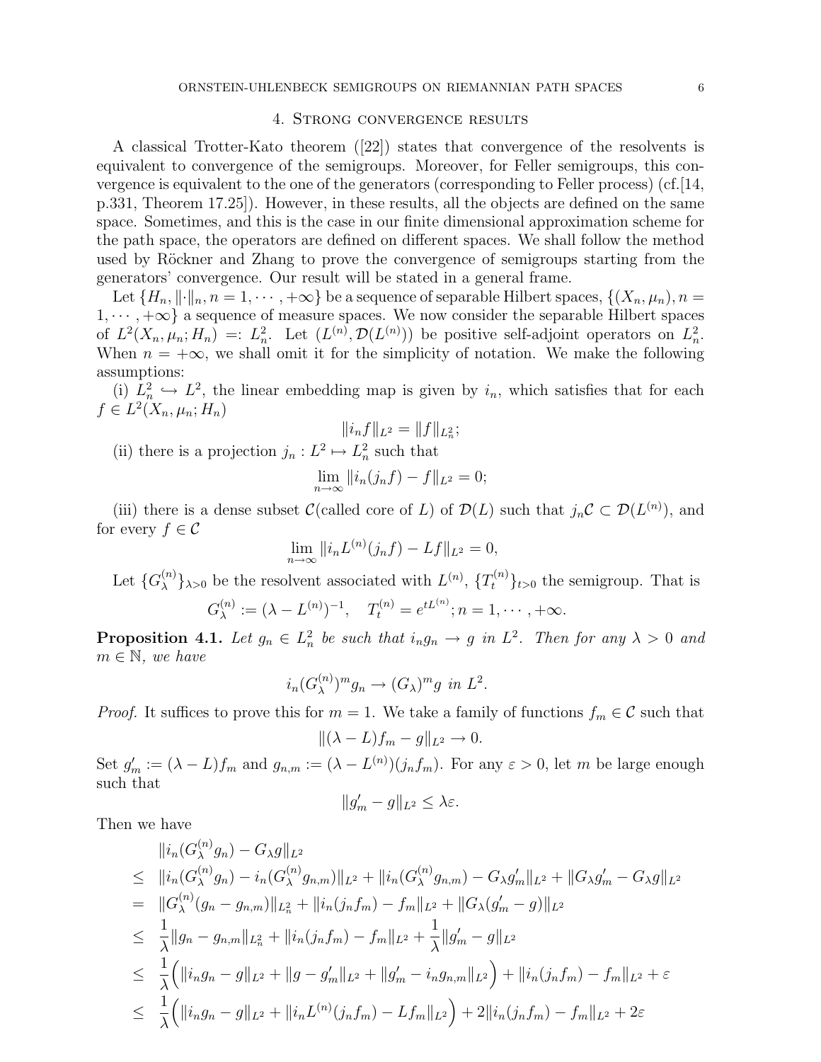## 4. Strong convergence results

A classical Trotter-Kato theorem ([22]) states that convergence of the resolvents is equivalent to convergence of the semigroups. Moreover, for Feller semigroups, this convergence is equivalent to the one of the generators (corresponding to Feller process) (cf.[14, p.331, Theorem 17.25]). However, in these results, all the objects are defined on the same space. Sometimes, and this is the case in our finite dimensional approximation scheme for the path space, the operators are defined on different spaces. We shall follow the method used by Röckner and Zhang to prove the convergence of semigroups starting from the generators' convergence. Our result will be stated in a general frame.

Let $\{H_n, \|\cdot\|_n, n = 1, \cdots, +\infty\}$ be a sequence of separable Hilbert spaces, $\{(X_n, \mu_n), n = 1, \cdots, +\infty\}$ a sequence of measure spaces. We now consider the separable Hilbert spaces of $L^2(X_n, \mu_n; H_n) =: L^2_n$. Let $(L^{(n)}, \mathcal{D}(L^{(n)}))$ be positive self-adjoint operators on $L^2_n$. When $n = +\infty$, we shall omit it for the simplicity of notation. We make the following assumptions:

(i) $L^2_n \hookrightarrow L^2$, the linear embedding map is given by $i_n$, which satisfies that for each $f \in L^2(X_n, \mu_n; H_n)$

$$\|i_n f\|_{L^2} = \|f\|_{L^2_n};$$

(ii) there is a projection $j_n : L^2 \mapsto L^2_n$ such that

$$\lim_{n\to\infty} \|i_n(j_n f) - f\|_{L^2} = 0;$$

(iii) there is a dense subset $\mathcal{C}$(called core of $L$) of $\mathcal{D}(L)$ such that $j_n\mathcal{C} \subset \mathcal{D}(L^{(n)})$, and for every $f \in \mathcal{C}$

$$\lim_{n\to\infty} \|i_n L^{(n)}(j_n f) - Lf\|_{L^2} = 0,$$

Let $\{G^{(n)}_\lambda\}_{\lambda>0}$ be the resolvent associated with $L^{(n)}$, $\{T^{(n)}_t\}_{t>0}$ the semigroup. That is

$$G^{(n)}_\lambda := (\lambda - L^{(n)})^{-1}, \quad T^{(n)}_t = e^{tL^{(n)}}; n = 1, \cdots, +\infty.$$

**Proposition 4.1.** *Let $g_n \in L^2_n$ be such that $i_n g_n \to g$ in $L^2$. Then for any $\lambda > 0$ and $m \in \mathbb{N}$, we have*

$$i_n(G^{(n)}_\lambda)^m g_n \to (G_\lambda)^m g \text{ in } L^2.$$

*Proof.* It suffices to prove this for $m = 1$. We take a family of functions $f_m \in \mathcal{C}$ such that

$$\|(\lambda - L)f_m - g\|_{L^2} \to 0.$$

Set $g'_m := (\lambda - L)f_m$ and $g_{n,m} := (\lambda - L^{(n)})(j_n f_m)$. For any $\varepsilon > 0$, let $m$ be large enough such that

$$\|g'_m - g\|_{L^2} \leq \lambda\varepsilon.$$

Then we have

$$\begin{aligned}
&\|i_n(G^{(n)}_\lambda g_n) - G_\lambda g\|_{L^2} \\
\leq\ & \|i_n(G^{(n)}_\lambda g_n) - i_n(G^{(n)}_\lambda g_{n,m})\|_{L^2} + \|i_n(G^{(n)}_\lambda g_{n,m}) - G_\lambda g'_m\|_{L^2} + \|G_\lambda g'_m - G_\lambda g\|_{L^2} \\
=\ & \|G^{(n)}_\lambda(g_n - g_{n,m})\|_{L^2_n} + \|i_n(j_n f_m) - f_m\|_{L^2} + \|G_\lambda(g'_m - g)\|_{L^2} \\
\leq\ & \frac{1}{\lambda}\|g_n - g_{n,m}\|_{L^2_n} + \|i_n(j_n f_m) - f_m\|_{L^2} + \frac{1}{\lambda}\|g'_m - g\|_{L^2} \\
\leq\ & \frac{1}{\lambda}\Big(\|i_n g_n - g\|_{L^2} + \|g - g'_m\|_{L^2} + \|g'_m - i_n g_{n,m}\|_{L^2}\Big) + \|i_n(j_n f_m) - f_m\|_{L^2} + \varepsilon \\
\leq\ & \frac{1}{\lambda}\Big(\|i_n g_n - g\|_{L^2} + \|i_n L^{(n)}(j_n f_m) - Lf_m\|_{L^2}\Big) + 2\|i_n(j_n f_m) - f_m\|_{L^2} + 2\varepsilon
\end{aligned}$$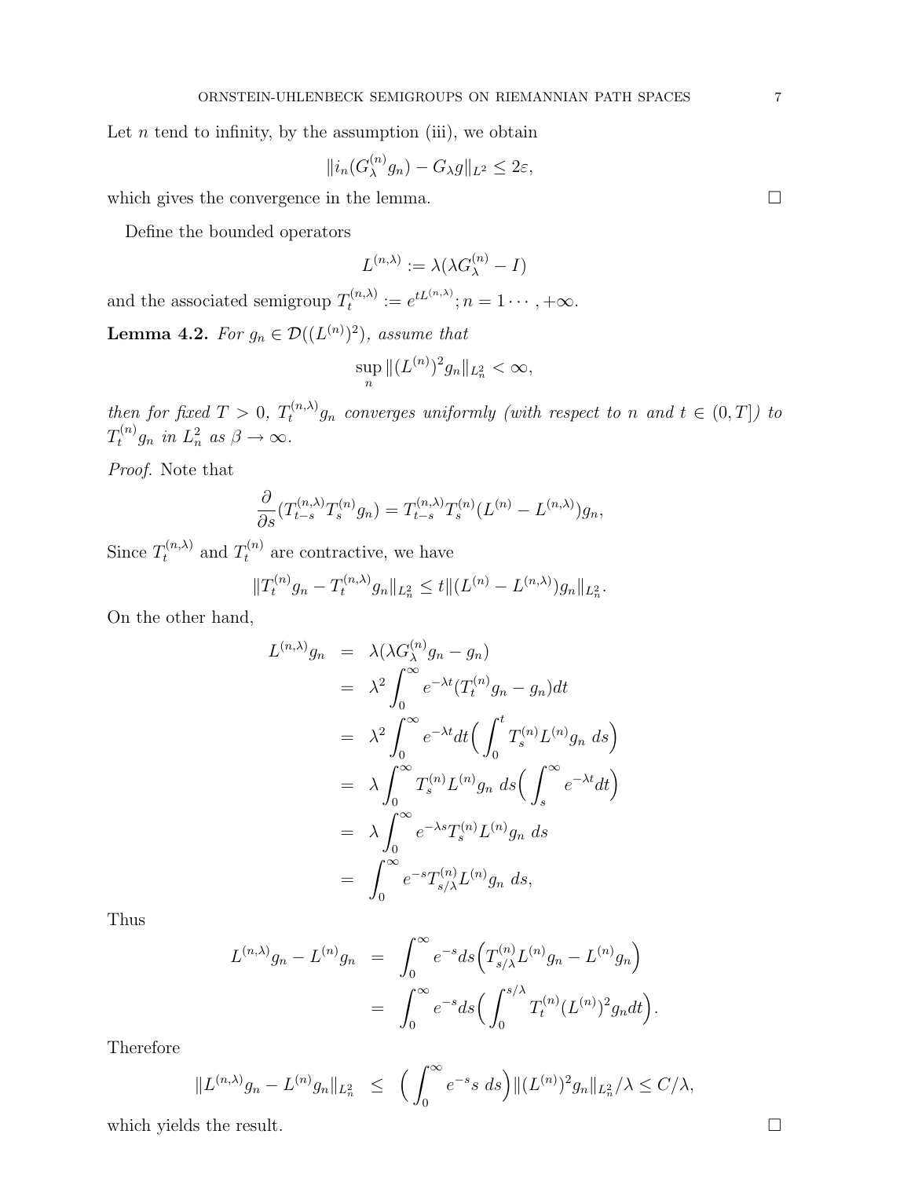Let $n$ tend to infinity, by the assumption (iii), we obtain

$$\|i_n(G_\lambda^{(n)} g_n) - G_\lambda g\|_{L^2} \leq 2\varepsilon,$$

which gives the convergence in the lemma. $\square$

Define the bounded operators

$$L^{(n,\lambda)} := \lambda(\lambda G_\lambda^{(n)} - I)$$

and the associated semigroup $T_t^{(n,\lambda)} := e^{tL^{(n,\lambda)}}; n = 1 \cdots, +\infty$.

**Lemma 4.2.** *For $g_n \in \mathcal{D}((L^{(n)})^2)$, assume that*

$$\sup_n \|(L^{(n)})^2 g_n\|_{L_n^2} < \infty,$$

*then for fixed $T > 0$, $T_t^{(n,\lambda)} g_n$ converges uniformly (with respect to $n$ and $t \in (0, T]$) to $T_t^{(n)} g_n$ in $L_n^2$ as $\beta \to \infty$.*

*Proof.* Note that

$$\frac{\partial}{\partial s}(T_{t-s}^{(n,\lambda)} T_s^{(n)} g_n) = T_{t-s}^{(n,\lambda)} T_s^{(n)} (L^{(n)} - L^{(n,\lambda)}) g_n,$$

Since $T_t^{(n,\lambda)}$ and $T_t^{(n)}$ are contractive, we have

$$\|T_t^{(n)} g_n - T_t^{(n,\lambda)} g_n\|_{L_n^2} \leq t\|(L^{(n)} - L^{(n,\lambda)}) g_n\|_{L_n^2}.$$

On the other hand,

$$\begin{aligned}
L^{(n,\lambda)} g_n &= \lambda(\lambda G_\lambda^{(n)} g_n - g_n) \\
&= \lambda^2 \int_0^\infty e^{-\lambda t}(T_t^{(n)} g_n - g_n) dt \\
&= \lambda^2 \int_0^\infty e^{-\lambda t} dt \Big( \int_0^t T_s^{(n)} L^{(n)} g_n \, ds \Big) \\
&= \lambda \int_0^\infty T_s^{(n)} L^{(n)} g_n \, ds \Big( \int_s^\infty e^{-\lambda t} dt \Big) \\
&= \lambda \int_0^\infty e^{-\lambda s} T_s^{(n)} L^{(n)} g_n \, ds \\
&= \int_0^\infty e^{-s} T_{s/\lambda}^{(n)} L^{(n)} g_n \, ds,
\end{aligned}$$

Thus

$$\begin{aligned}
L^{(n,\lambda)} g_n - L^{(n)} g_n &= \int_0^\infty e^{-s} ds \Big( T_{s/\lambda}^{(n)} L^{(n)} g_n - L^{(n)} g_n \Big) \\
&= \int_0^\infty e^{-s} ds \Big( \int_0^{s/\lambda} T_t^{(n)} (L^{(n)})^2 g_n dt \Big).
\end{aligned}$$

Therefore

$$\|L^{(n,\lambda)} g_n - L^{(n)} g_n\|_{L_n^2} \leq \Big( \int_0^\infty e^{-s} s \, ds \Big) \|(L^{(n)})^2 g_n\|_{L_n^2} / \lambda \leq C/\lambda,$$

which yields the result. $\square$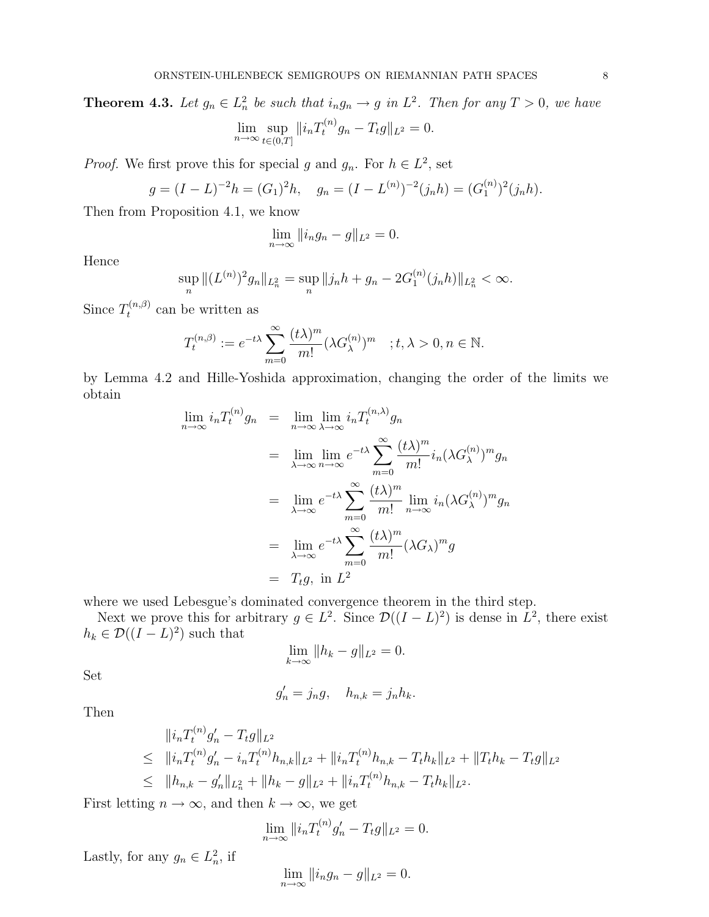**Theorem 4.3.** *Let $g_n \in L_n^2$ be such that $i_n g_n \to g$ in $L^2$. Then for any $T > 0$, we have*

$$\lim_{n\to\infty} \sup_{t\in(0,T]} \|i_n T_t^{(n)} g_n - T_t g\|_{L^2} = 0.$$

*Proof.* We first prove this for special $g$ and $g_n$. For $h \in L^2$, set

$$g = (I-L)^{-2}h = (G_1)^2 h, \quad g_n = (I - L^{(n)})^{-2}(j_n h) = (G_1^{(n)})^2 (j_n h).$$

Then from Proposition 4.1, we know

$$\lim_{n\to\infty} \|i_n g_n - g\|_{L^2} = 0.$$

Hence

$$\sup_n \|(L^{(n)})^2 g_n\|_{L_n^2} = \sup_n \|j_n h + g_n - 2G_1^{(n)}(j_n h)\|_{L_n^2} < \infty.$$

Since $T_t^{(n,\beta)}$ can be written as

$$T_t^{(n,\beta)} := e^{-t\lambda} \sum_{m=0}^{\infty} \frac{(t\lambda)^m}{m!} (\lambda G_\lambda^{(n)})^m \quad ; t, \lambda > 0, n \in \mathbb{N}.$$

by Lemma 4.2 and Hille-Yoshida approximation, changing the order of the limits we obtain

$$\begin{aligned}
\lim_{n\to\infty} i_n T_t^{(n)} g_n &= \lim_{n\to\infty} \lim_{\lambda\to\infty} i_n T_t^{(n,\lambda)} g_n \\
&= \lim_{\lambda\to\infty} \lim_{n\to\infty} e^{-t\lambda} \sum_{m=0}^{\infty} \frac{(t\lambda)^m}{m!} i_n (\lambda G_\lambda^{(n)})^m g_n \\
&= \lim_{\lambda\to\infty} e^{-t\lambda} \sum_{m=0}^{\infty} \frac{(t\lambda)^m}{m!} \lim_{n\to\infty} i_n (\lambda G_\lambda^{(n)})^m g_n \\
&= \lim_{\lambda\to\infty} e^{-t\lambda} \sum_{m=0}^{\infty} \frac{(t\lambda)^m}{m!} (\lambda G_\lambda)^m g \\
&= T_t g, \text{ in } L^2
\end{aligned}$$

where we used Lebesgue's dominated convergence theorem in the third step.

Next we prove this for arbitrary $g \in L^2$. Since $\mathcal{D}((I-L)^2)$ is dense in $L^2$, there exist $h_k \in \mathcal{D}((I-L)^2)$ such that

$$\lim_{k\to\infty} \|h_k - g\|_{L^2} = 0.$$

Set

$$g_n' = j_n g, \quad h_{n,k} = j_n h_k.$$

Then

$$\begin{aligned}
&\|i_n T_t^{(n)} g_n' - T_t g\|_{L^2} \\
\leq\ & \|i_n T_t^{(n)} g_n' - i_n T_t^{(n)} h_{n,k}\|_{L^2} + \|i_n T_t^{(n)} h_{n,k} - T_t h_k\|_{L^2} + \|T_t h_k - T_t g\|_{L^2} \\
\leq\ & \|h_{n,k} - g_n'\|_{L_n^2} + \|h_k - g\|_{L^2} + \|i_n T_t^{(n)} h_{n,k} - T_t h_k\|_{L^2}.
\end{aligned}$$

First letting $n \to \infty$, and then $k \to \infty$, we get

$$\lim_{n\to\infty} \|i_n T_t^{(n)} g_n' - T_t g\|_{L^2} = 0.$$

Lastly, for any $g_n \in L_n^2$, if

$$\lim_{n\to\infty} \|i_n g_n - g\|_{L^2} = 0.$$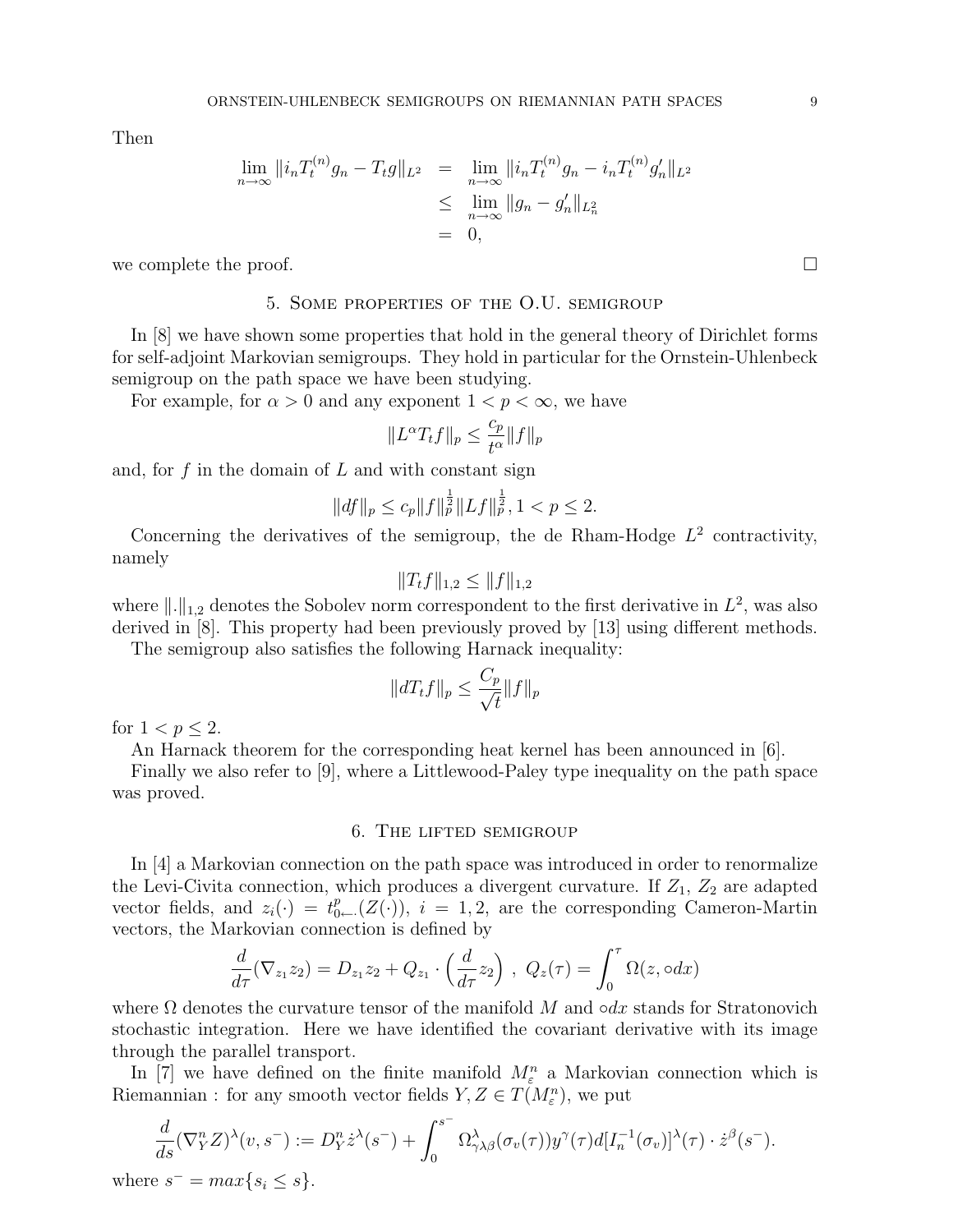Then

$$
\begin{aligned}
\lim_{n\to\infty} \|i_n T_t^{(n)} g_n - T_t g\|_{L^2} &= \lim_{n\to\infty} \|i_n T_t^{(n)} g_n - i_n T_t^{(n)} g_n'\|_{L^2} \\
&\leq \lim_{n\to\infty} \|g_n - g_n'\|_{L^2_n} \\
&= 0,
\end{aligned}
$$

we complete the proof. □

## 5. Some properties of the O.U. semigroup

In [8] we have shown some properties that hold in the general theory of Dirichlet forms for self-adjoint Markovian semigroups. They hold in particular for the Ornstein-Uhlenbeck semigroup on the path space we have been studying.

For example, for $\alpha > 0$ and any exponent $1 < p < \infty$, we have

$$
\|L^\alpha T_t f\|_p \leq \frac{c_p}{t^\alpha} \|f\|_p
$$

and, for $f$ in the domain of $L$ and with constant sign

$$
\|df\|_p \leq c_p \|f\|_p^{\frac{1}{2}} \|Lf\|_p^{\frac{1}{2}}, 1 < p \leq 2.
$$

Concerning the derivatives of the semigroup, the de Rham-Hodge $L^2$ contractivity, namely

$$
\|T_t f\|_{1,2} \leq \|f\|_{1,2}
$$

where $\|.\|_{1,2}$ denotes the Sobolev norm correspondent to the first derivative in $L^2$, was also derived in [8]. This property had been previously proved by [13] using different methods.

The semigroup also satisfies the following Harnack inequality:

$$
\|dT_t f\|_p \leq \frac{C_p}{\sqrt{t}} \|f\|_p
$$

for $1 < p \leq 2$.

An Harnack theorem for the corresponding heat kernel has been announced in [6].

Finally we also refer to [9], where a Littlewood-Paley type inequality on the path space was proved.

## 6. The lifted semigroup

In [4] a Markovian connection on the path space was introduced in order to renormalize the Levi-Civita connection, which produces a divergent curvature. If $Z_1$, $Z_2$ are adapted vector fields, and $z_i(\cdot) = t^p_{0\leftarrow \cdot}(Z(\cdot))$, $i = 1, 2$, are the corresponding Cameron-Martin vectors, the Markovian connection is defined by

$$
\frac{d}{d\tau}(\nabla_{z_1} z_2) = D_{z_1} z_2 + Q_{z_1} \cdot \left(\frac{d}{d\tau} z_2\right), \; Q_z(\tau) = \int_0^\tau \Omega(z, \circ dx)
$$

where $\Omega$ denotes the curvature tensor of the manifold $M$ and $\circ dx$ stands for Stratonovich stochastic integration. Here we have identified the covariant derivative with its image through the parallel transport.

In [7] we have defined on the finite manifold $M^n_\varepsilon$ a Markovian connection which is Riemannian : for any smooth vector fields $Y, Z \in T(M^n_\varepsilon)$, we put

$$
\frac{d}{ds}(\nabla^n_Y Z)^\lambda(v, s^-) := D^n_Y \dot{z}^\lambda(s^-) + \int_0^{s^-} \Omega^\lambda_{\gamma\lambda\beta}(\sigma_v(\tau)) y^\gamma(\tau) d[I_n^{-1}(\sigma_v)]^\lambda(\tau) \cdot \dot{z}^\beta(s^-).
$$

where $s^- = max\{s_i \leq s\}$.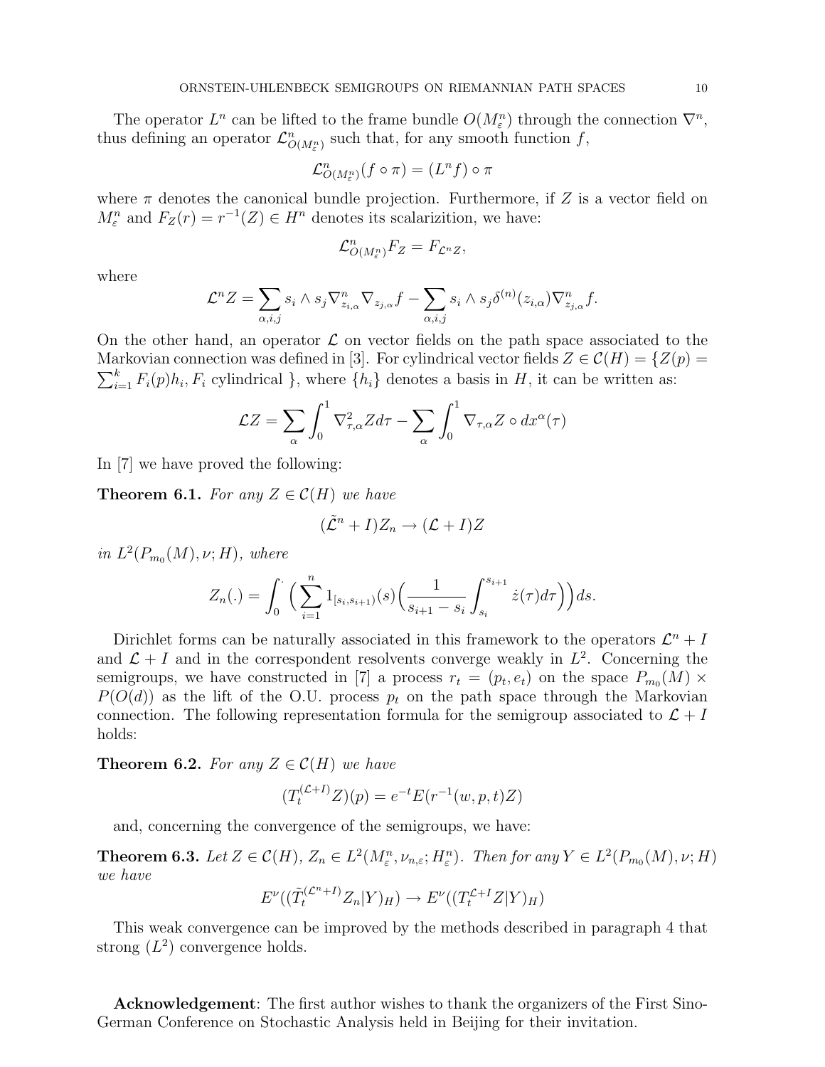The operator $L^n$ can be lifted to the frame bundle $O(M^n_\varepsilon)$ through the connection $\nabla^n$, thus defining an operator $\mathcal{L}^n_{O(M^n_\varepsilon)}$ such that, for any smooth function $f$,

$$\mathcal{L}^n_{O(M^n_\varepsilon)}(f \circ \pi) = (L^n f) \circ \pi$$

where $\pi$ denotes the canonical bundle projection. Furthermore, if $Z$ is a vector field on $M^n_\varepsilon$ and $F_Z(r) = r^{-1}(Z) \in H^n$ denotes its scalarizition, we have:

$$\mathcal{L}^n_{O(M^n_\varepsilon)} F_Z = F_{\mathcal{L}^n Z},$$

where

$$\mathcal{L}^n Z = \sum_{\alpha,i,j} s_i \wedge s_j \nabla^n_{z_{i,\alpha}} \nabla_{z_{j,\alpha}} f - \sum_{\alpha,i,j} s_i \wedge s_j \delta^{(n)}(z_{i,\alpha}) \nabla^n_{z_{j,\alpha}} f.$$

On the other hand, an operator $\mathcal{L}$ on vector fields on the path space associated to the Markovian connection was defined in [3]. For cylindrical vector fields $Z \in \mathcal{C}(H) = \{Z(p) = \sum_{i=1}^k F_i(p) h_i, F_i \text{ cylindrical }\}$, where $\{h_i\}$ denotes a basis in $H$, it can be written as:

$$\mathcal{L}Z = \sum_\alpha \int_0^1 \nabla^2_{\tau,\alpha} Z d\tau - \sum_\alpha \int_0^1 \nabla_{\tau,\alpha} Z \circ dx^\alpha(\tau)$$

In [7] we have proved the following:

**Theorem 6.1.** *For any $Z \in \mathcal{C}(H)$ we have*

$$(\tilde{\mathcal{L}}^n + I) Z_n \to (\mathcal{L} + I) Z$$

*in $L^2(P_{m_0}(M), \nu; H)$, where*

$$Z_n(.) = \int_0^{\cdot} \Big( \sum_{i=1}^n 1_{[s_i, s_{i+1})}(s) \Big( \frac{1}{s_{i+1} - s_i} \int_{s_i}^{s_{i+1}} \dot{z}(\tau) d\tau \Big) \Big) ds.$$

Dirichlet forms can be naturally associated in this framework to the operators $\mathcal{L}^n + I$ and $\mathcal{L} + I$ and in the correspondent resolvents converge weakly in $L^2$. Concerning the semigroups, we have constructed in [7] a process $r_t = (p_t, e_t)$ on the space $P_{m_0}(M) \times P(O(d))$ as the lift of the O.U. process $p_t$ on the path space through the Markovian connection. The following representation formula for the semigroup associated to $\mathcal{L} + I$ holds:

**Theorem 6.2.** *For any $Z \in \mathcal{C}(H)$ we have*

$$(T_t^{(\mathcal{L}+I)} Z)(p) = e^{-t} E(r^{-1}(w, p, t) Z)$$

and, concerning the convergence of the semigroups, we have:

**Theorem 6.3.** *Let $Z \in \mathcal{C}(H)$, $Z_n \in L^2(M^n_\varepsilon, \nu_{n,\varepsilon}; H^n_\varepsilon)$. Then for any $Y \in L^2(P_{m_0}(M), \nu; H)$ we have*

$$E^\nu((\tilde{T}_t^{(\mathcal{L}^n+I)} Z_n | Y)_H) \to E^\nu((T_t^{\mathcal{L}+I} Z | Y)_H)$$

This weak convergence can be improved by the methods described in paragraph 4 that strong ($L^2$) convergence holds.

**Acknowledgement**: The first author wishes to thank the organizers of the First Sino-German Conference on Stochastic Analysis held in Beijing for their invitation.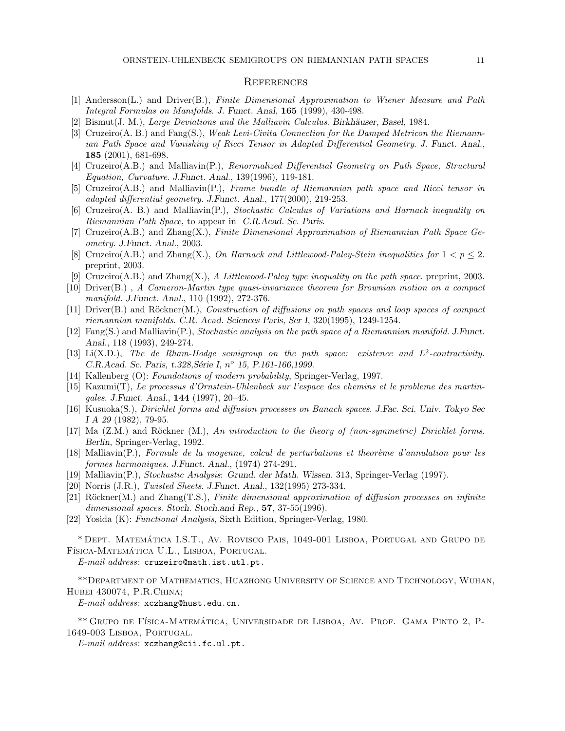## References

[1] Andersson(L.) and Driver(B.), *Finite Dimensional Approximation to Wiener Measure and Path Integral Formulas on Manifolds*. J. Funct. Anal, **165** (1999), 430-498.

[2] Bismut(J. M.), *Large Deviations and the Malliavin Calculus*. Birkhäuser, Basel, 1984.

[3] Cruzeiro(A. B.) and Fang(S.), *Weak Levi-Civita Connection for the Damped Metricon the Riemannian Path Space and Vanishing of Ricci Tensor in Adapted Differential Geometry*. J. Funct. Anal., **185** (2001), 681-698.

[4] Cruzeiro(A.B.) and Malliavin(P.), *Renormalized Differential Geometry on Path Space, Structural Equation, Curvature*. J.Funct. Anal., 139(1996), 119-181.

[5] Cruzeiro(A.B.) and Malliavin(P.), *Frame bundle of Riemannian path space and Ricci tensor in adapted differential geometry*. J.Funct. Anal., 177(2000), 219-253.

[6] Cruzeiro(A. B.) and Malliavin(P.), *Stochastic Calculus of Variations and Harnack inequality on Riemannian Path Space*, to appear in C.R.Acad. Sc. Paris.

[7] Cruzeiro(A.B.) and Zhang(X.), *Finite Dimensional Approximation of Riemannian Path Space Geometry*. J.Funct. Anal., 2003.

[8] Cruzeiro(A.B.) and Zhang(X.), *On Harnack and Littlewood-Paley-Stein inequalities for $1 < p \leq 2$*. preprint, 2003.

[9] Cruzeiro(A.B.) and Zhang(X.), *A Littlewood-Paley type inequality on the path space*. preprint, 2003.

[10] Driver(B.) , *A Cameron-Martin type quasi-invariance theorem for Brownian motion on a compact manifold*. J.Funct. Anal., 110 (1992), 272-376.

[11] Driver(B.) and Röckner(M.), *Construction of diffusions on path spaces and loop spaces of compact riemannian manifolds*. C.R. Acad. Sciences Paris, Ser I, 320(1995), 1249-1254.

[12] Fang(S.) and Malliavin(P.), *Stochastic analysis on the path space of a Riemannian manifold*. J.Funct. Anal., 118 (1993), 249-274.

[13] Li(X.D.), *The de Rham-Hodge semigroup on the path space: existence and $L^2$-contractivity*. C.R.Acad. Sc. Paris, t.328,Série I, $n^o$ 15, P.161-166,1999.

[14] Kallenberg (O): *Foundations of modern probability*, Springer-Verlag, 1997.

[15] Kazumi(T), *Le processus d'Ornstein-Uhlenbeck sur l'espace des chemins et le probleme des martingales*. J.Funct. Anal., **144** (1997), 20–45.

[16] Kusuoka(S.), *Dirichlet forms and diffusion processes on Banach spaces*. J.Fac. Sci. Univ. Tokyo Sec I A 29 (1982), 79-95.

[17] Ma (Z.M.) and Röckner (M.), *An introduction to the theory of (non-symmetric) Dirichlet forms*. Berlin, Springer-Verlag, 1992.

[18] Malliavin(P.), *Formule de la moyenne, calcul de perturbations et theorème d'annulation pour les formes harmoniques*. J.Funct. Anal., (1974) 274-291.

[19] Malliavin(P.), *Stochastic Analysis*: Grund. der Math. Wissen. 313, Springer-Verlag (1997).

[20] Norris (J.R.), *Twisted Sheets*. J.Funct. Anal., 132(1995) 273-334.

[21] Röckner(M.) and Zhang(T.S.), *Finite dimensional approximation of diffusion processes on infinite dimensional spaces*. Stoch. Stoch.and Rep., **57**, 37-55(1996).

[22] Yosida (K): *Functional Analysis*, Sixth Edition, Springer-Verlag, 1980.

\* Dept. Matemática I.S.T., Av. Rovisco Pais, 1049-001 Lisboa, Portugal and Grupo de Física-Matemática U.L., Lisboa, Portugal.

*E-mail address*: cruzeiro@math.ist.utl.pt.

\*\*Department of Mathematics, Huazhong University of Science and Technology, Wuhan, Hubei 430074, P.R.China;

*E-mail address*: xczhang@hust.edu.cn.

\*\* Grupo de Física-Matemática, Universidade de Lisboa, Av. Prof. Gama Pinto 2, P-1649-003 Lisboa, Portugal.

*E-mail address*: xczhang@cii.fc.ul.pt.